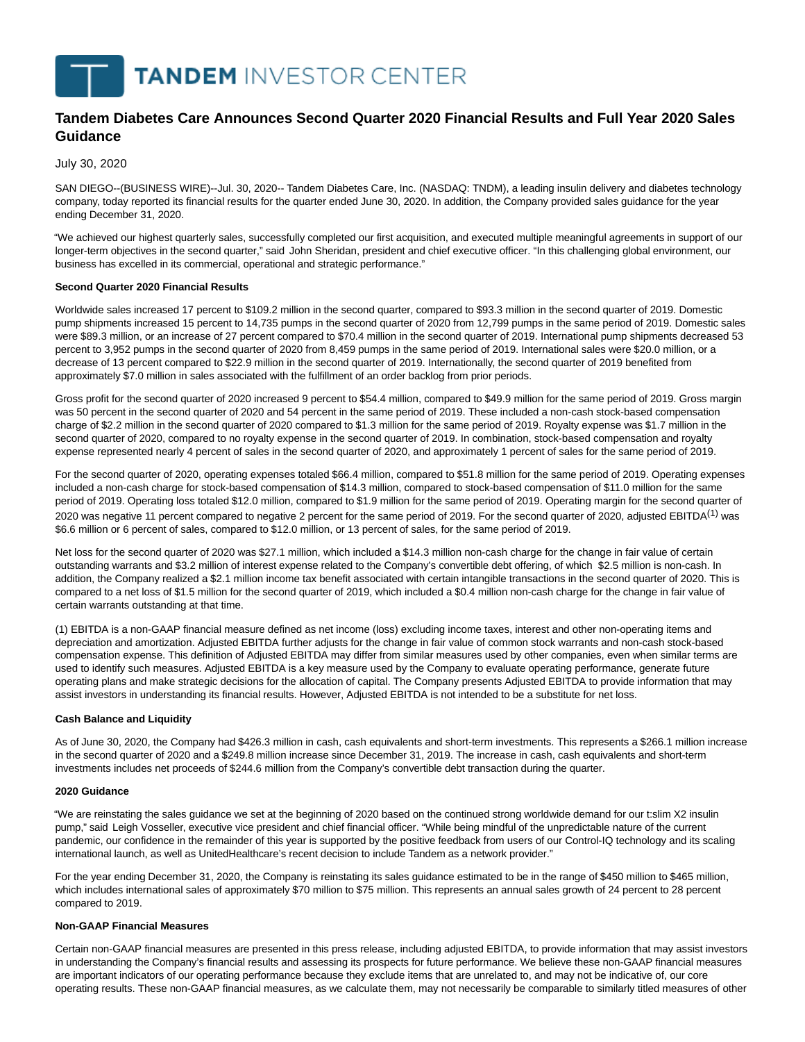# Tandem Diabetes Care Announces Second Quarter 2020 Financial Results and Full Year 2020 Sales Guidance

July 30, 2020

SAN DIEGO--(BUSINESS WIRE)--Jul. 30, 2020-- Tandem Diabetes Care, Inc. (NASDAQ: TNDM), a leading insulin delivery and diabetes technology company, today reported its financial results for the quarter ended June 30, 2020. In addition, the Company provided sales guidance for the year ending December 31, 2020.

"We achieved our highest quarterly sales, successfully completed our first acquisition, and executed multiple meaningful agreements in support of our longer-term objectives in the second quarter," said John Sheridan, president and chief executive officer. "In this challenging global environment, our business has excelled in its commercial, operational and strategic performance."

**Second Quarter 2020 Financial Results**

Worldwide sales increased 17 percent to $109.2 million in the second quarter, compared to $93.3 million in the second quarter of 2019. Domestic pump shipments increased 15 percent to 14,735 pumps in the second quarter of 2020 from 12,799 pumps in the same period of 2019. Domestic sales were $89.3 million, or an increase of 27 percent compared to $70.4 million in the second quarter of 2019. International pump shipments decreased 53 percent to 3,952 pumps in the second quarter of 2020 from 8,459 pumps in the same period of 2019. International sales were $20.0 million, or a decrease of 13 percent compared to $22.9 million in the second quarter of 2019. Internationally, the second quarter of 2019 benefited from approximately $7.0 million in sales associated with the fulfillment of an order backlog from prior periods.

Gross profit for the second quarter of 2020 increased 9 percent to $54.4 million, compared to $49.9 million for the same period of 2019. Gross margin was 50 percent in the second quarter of 2020 and 54 percent in the same period of 2019. These included a non-cash stock-based compensation charge of $2.2 million in the second quarter of 2020 compared to $1.3 million for the same period of 2019. Royalty expense was $1.7 million in the second quarter of 2020, compared to no royalty expense in the second quarter of 2019. In combination, stock-based compensation and royalty expense represented nearly 4 percent of sales in the second quarter of 2020, and approximately 1 percent of sales for the same period of 2019.

For the second quarter of 2020, operating expenses totaled $66.4 million, compared to $51.8 million for the same period of 2019. Operating expenses included a non-cash charge for stock-based compensation of $14.3 million, compared to stock-based compensation of $11.0 million for the same period of 2019. Operating loss totaled $12.0 million, compared to $1.9 million for the same period of 2019. Operating margin for the second quarter of 2020 was negative 11 percent compared to negative 2 percent for the same period of 2019. For the second quarter of 2020, adjusted EBITDA[(1)] was $6.6 million or 6 percent of sales, compared to $12.0 million, or 13 percent of sales, for the same period of 2019.

Net loss for the second quarter of 2020 was $27.1 million, which included a $14.3 million non-cash charge for the change in fair value of certain outstanding warrants and $3.2 million of interest expense related to the Company's convertible debt offering, of which $2.5 million is non-cash. In addition, the Company realized a $2.1 million income tax benefit associated with certain intangible transactions in the second quarter of 2020. This is compared to a net loss of $1.5 million for the second quarter of 2019, which included a $0.4 million non-cash charge for the change in fair value of certain warrants outstanding at that time.

(1) EBITDA is a non-GAAP financial measure defined as net income (loss) excluding income taxes, interest and other non-operating items and depreciation and amortization. Adjusted EBITDA further adjusts for the change in fair value of common stock warrants and non-cash stock-based compensation expense. This definition of Adjusted EBITDA may differ from similar measures used by other companies, even when similar terms are used to identify such measures. Adjusted EBITDA is a key measure used by the Company to evaluate operating performance, generate future operating plans and make strategic decisions for the allocation of capital. The Company presents Adjusted EBITDA to provide information that may assist investors in understanding its financial results. However, Adjusted EBITDA is not intended to be a substitute for net loss.

**Cash Balance and Liquidity**

As of June 30, 2020, the Company had $426.3 million in cash, cash equivalents and short-term investments. This represents a $266.1 million increase in the second quarter of 2020 and a $249.8 million increase since December 31, 2019. The increase in cash, cash equivalents and short-term investments includes net proceeds of $244.6 million from the Company's convertible debt transaction during the quarter.

**2020 Guidance**

"We are reinstating the sales guidance we set at the beginning of 2020 based on the continued strong worldwide demand for our t:slim X2 insulin pump," said Leigh Vosseller, executive vice president and chief financial officer. "While being mindful of the unpredictable nature of the current pandemic, our confidence in the remainder of this year is supported by the positive feedback from users of our Control-IQ technology and its scaling international launch, as well as UnitedHealthcare's recent decision to include Tandem as a network provider."

For the year ending December 31, 2020, the Company is reinstating its sales guidance estimated to be in the range of $450 million to $465 million, which includes international sales of approximately $70 million to $75 million. This represents an annual sales growth of 24 percent to 28 percent compared to 2019.

**Non-GAAP Financial Measures**

Certain non-GAAP financial measures are presented in this press release, including adjusted EBITDA, to provide information that may assist investors in understanding the Company's financial results and assessing its prospects for future performance. We believe these non-GAAP financial measures are important indicators of our operating performance because they exclude items that are unrelated to, and may not be indicative of, our core operating results. These non-GAAP financial measures, as we calculate them, may not necessarily be comparable to similarly titled measures of other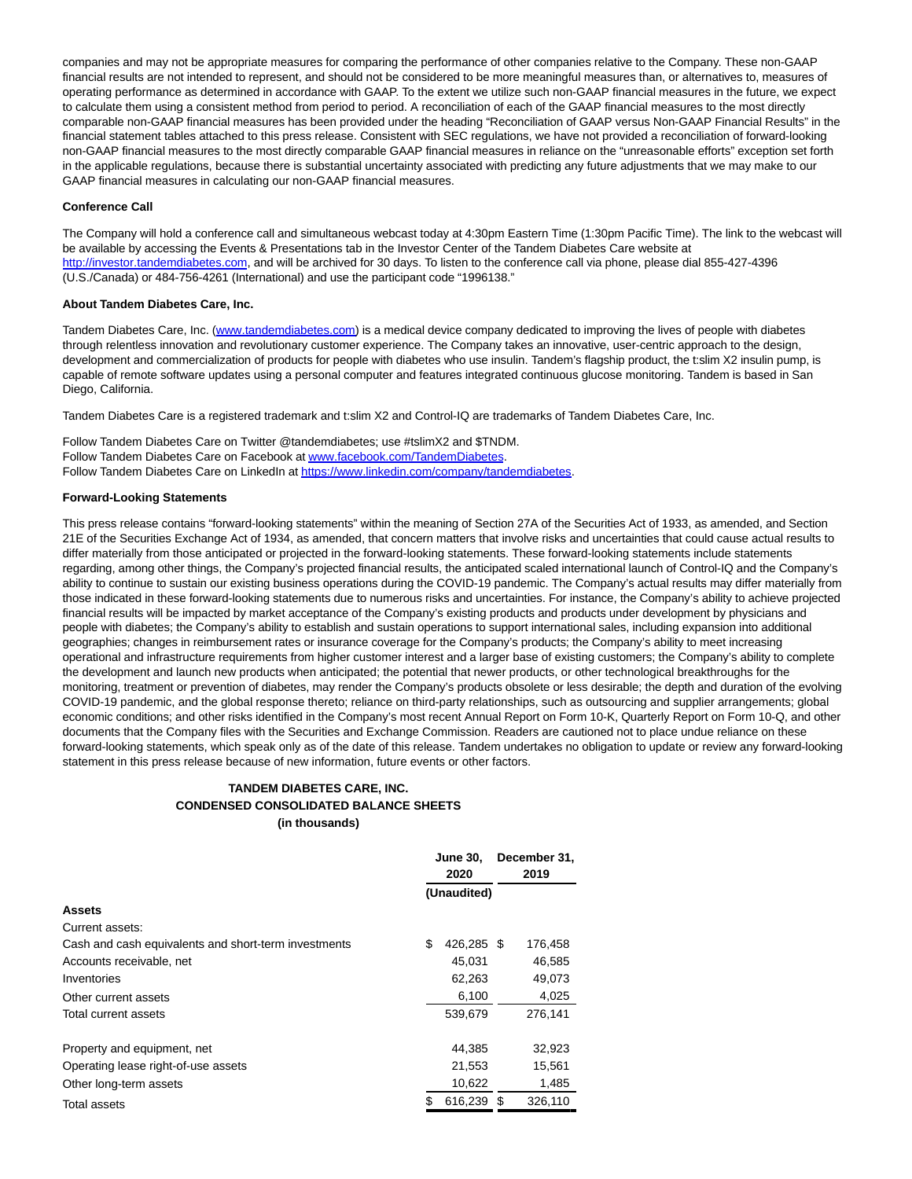companies and may not be appropriate measures for comparing the performance of other companies relative to the Company. These non-GAAP financial results are not intended to represent, and should not be considered to be more meaningful measures than, or alternatives to, measures of operating performance as determined in accordance with GAAP. To the extent we utilize such non-GAAP financial measures in the future, we expect to calculate them using a consistent method from period to period. A reconciliation of each of the GAAP financial measures to the most directly comparable non-GAAP financial measures has been provided under the heading "Reconciliation of GAAP versus Non-GAAP Financial Results" in the financial statement tables attached to this press release. Consistent with SEC regulations, we have not provided a reconciliation of forward-looking non-GAAP financial measures to the most directly comparable GAAP financial measures in reliance on the "unreasonable efforts" exception set forth in the applicable regulations, because there is substantial uncertainty associated with predicting any future adjustments that we may make to our GAAP financial measures in calculating our non-GAAP financial measures.

**Conference Call**

The Company will hold a conference call and simultaneous webcast today at 4:30pm Eastern Time (1:30pm Pacific Time). The link to the webcast will be available by accessing the Events & Presentations tab in the Investor Center of the Tandem Diabetes Care website at http://investor.tandemdiabetes.com, and will be archived for 30 days. To listen to the conference call via phone, please dial 855-427-4396 (U.S./Canada) or 484-756-4261 (International) and use the participant code "1996138."

**About Tandem Diabetes Care, Inc.**

Tandem Diabetes Care, Inc. (www.tandemdiabetes.com) is a medical device company dedicated to improving the lives of people with diabetes through relentless innovation and revolutionary customer experience. The Company takes an innovative, user-centric approach to the design, development and commercialization of products for people with diabetes who use insulin. Tandem's flagship product, the t:slim X2 insulin pump, is capable of remote software updates using a personal computer and features integrated continuous glucose monitoring. Tandem is based in San Diego, California.

Tandem Diabetes Care is a registered trademark and t:slim X2 and Control-IQ are trademarks of Tandem Diabetes Care, Inc.

Follow Tandem Diabetes Care on Twitter @tandemdiabetes; use #tslimX2 and $TNDM.
Follow Tandem Diabetes Care on Facebook at www.facebook.com/TandemDiabetes.
Follow Tandem Diabetes Care on LinkedIn at https://www.linkedin.com/company/tandemdiabetes.

**Forward-Looking Statements**

This press release contains "forward-looking statements" within the meaning of Section 27A of the Securities Act of 1933, as amended, and Section 21E of the Securities Exchange Act of 1934, as amended, that concern matters that involve risks and uncertainties that could cause actual results to differ materially from those anticipated or projected in the forward-looking statements. These forward-looking statements include statements regarding, among other things, the Company's projected financial results, the anticipated scaled international launch of Control-IQ and the Company's ability to continue to sustain our existing business operations during the COVID-19 pandemic. The Company's actual results may differ materially from those indicated in these forward-looking statements due to numerous risks and uncertainties. For instance, the Company's ability to achieve projected financial results will be impacted by market acceptance of the Company's existing products and products under development by physicians and people with diabetes; the Company's ability to establish and sustain operations to support international sales, including expansion into additional geographies; changes in reimbursement rates or insurance coverage for the Company's products; the Company's ability to meet increasing operational and infrastructure requirements from higher customer interest and a larger base of existing customers; the Company's ability to complete the development and launch new products when anticipated; the potential that newer products, or other technological breakthroughs for the monitoring, treatment or prevention of diabetes, may render the Company's products obsolete or less desirable; the depth and duration of the evolving COVID-19 pandemic, and the global response thereto; reliance on third-party relationships, such as outsourcing and supplier arrangements; global economic conditions; and other risks identified in the Company's most recent Annual Report on Form 10-K, Quarterly Report on Form 10-Q, and other documents that the Company files with the Securities and Exchange Commission. Readers are cautioned not to place undue reliance on these forward-looking statements, which speak only as of the date of this release. Tandem undertakes no obligation to update or review any forward-looking statement in this press release because of new information, future events or other factors.

**TANDEM DIABETES CARE, INC.**
**CONDENSED CONSOLIDATED BALANCE SHEETS**
**(in thousands)**

| | June 30, 2020 | December 31, 2019 |
|---|---|---|
| | (Unaudited) | |
| **Assets** | | |
| Current assets: | | |
| Cash and cash equivalents and short-term investments | $ 426,285 | $ 176,458 |
| Accounts receivable, net | 45,031 | 46,585 |
| Inventories | 62,263 | 49,073 |
| Other current assets | 6,100 | 4,025 |
| Total current assets | 539,679 | 276,141 |
| Property and equipment, net | 44,385 | 32,923 |
| Operating lease right-of-use assets | 21,553 | 15,561 |
| Other long-term assets | 10,622 | 1,485 |
| Total assets | $ 616,239 | $ 326,110 |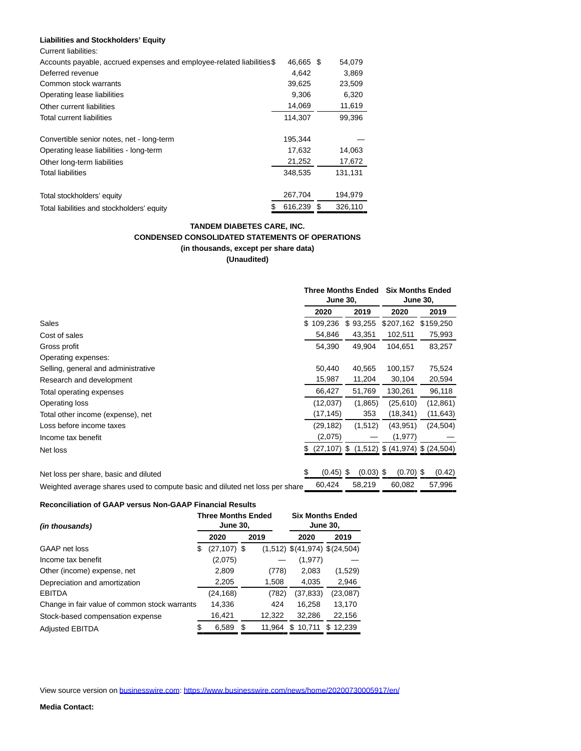**Liabilities and Stockholders' Equity**

| | | |
|---|---|---|
| Current liabilities: | | |
| Accounts payable, accrued expenses and employee-related liabilities | $ 46,665 | $ 54,079 |
| Deferred revenue | 4,642 | 3,869 |
| Common stock warrants | 39,625 | 23,509 |
| Operating lease liabilities | 9,306 | 6,320 |
| Other current liabilities | 14,069 | 11,619 |
| Total current liabilities | 114,307 | 99,396 |
| Convertible senior notes, net - long-term | 195,344 | — |
| Operating lease liabilities - long-term | 17,632 | 14,063 |
| Other long-term liabilities | 21,252 | 17,672 |
| Total liabilities | 348,535 | 131,131 |
| Total stockholders' equity | 267,704 | 194,979 |
| Total liabilities and stockholders' equity | $ 616,239 | $ 326,110 |

**TANDEM DIABETES CARE, INC.**
**CONDENSED CONSOLIDATED STATEMENTS OF OPERATIONS**
**(in thousands, except per share data)**
**(Unaudited)**

| | Three Months Ended June 30, | | Six Months Ended June 30, | |
|---|---|---|---|---|
| | **2020** | **2019** | **2020** | **2019** |
| Sales | $ 109,236 | $ 93,255 | $207,162 | $159,250 |
| Cost of sales | 54,846 | 43,351 | 102,511 | 75,993 |
| Gross profit | 54,390 | 49,904 | 104,651 | 83,257 |
| Operating expenses: | | | | |
| Selling, general and administrative | 50,440 | 40,565 | 100,157 | 75,524 |
| Research and development | 15,987 | 11,204 | 30,104 | 20,594 |
| Total operating expenses | 66,427 | 51,769 | 130,261 | 96,118 |
| Operating loss | (12,037) | (1,865) | (25,610) | (12,861) |
| Total other income (expense), net | (17,145) | 353 | (18,341) | (11,643) |
| Loss before income taxes | (29,182) | (1,512) | (43,951) | (24,504) |
| Income tax benefit | (2,075) | — | (1,977) | — |
| Net loss | $ (27,107) | $ (1,512) | $ (41,974) | $ (24,504) |
| Net loss per share, basic and diluted | $ (0.45) | $ (0.03) | $ (0.70) | $ (0.42) |
| Weighted average shares used to compute basic and diluted net loss per share | 60,424 | 58,219 | 60,082 | 57,996 |

**Reconciliation of GAAP versus Non-GAAP Financial Results**

| *(in thousands)* | Three Months Ended June 30, | | Six Months Ended June 30, | |
|---|---|---|---|---|
| | **2020** | **2019** | **2020** | **2019** |
| GAAP net loss | $ (27,107) | $ (1,512) | $(41,974) | $(24,504) |
| Income tax benefit | (2,075) | — | (1,977) | — |
| Other (income) expense, net | 2,809 | (778) | 2,083 | (1,529) |
| Depreciation and amortization | 2,205 | 1,508 | 4,035 | 2,946 |
| EBITDA | (24,168) | (782) | (37,833) | (23,087) |
| Change in fair value of common stock warrants | 14,336 | 424 | 16,258 | 13,170 |
| Stock-based compensation expense | 16,421 | 12,322 | 32,286 | 22,156 |
| Adjusted EBITDA | $ 6,589 | $ 11,964 | $ 10,711 | $ 12,239 |

View source version on businesswire.com: https://www.businesswire.com/news/home/20200730005917/en/

**Media Contact:**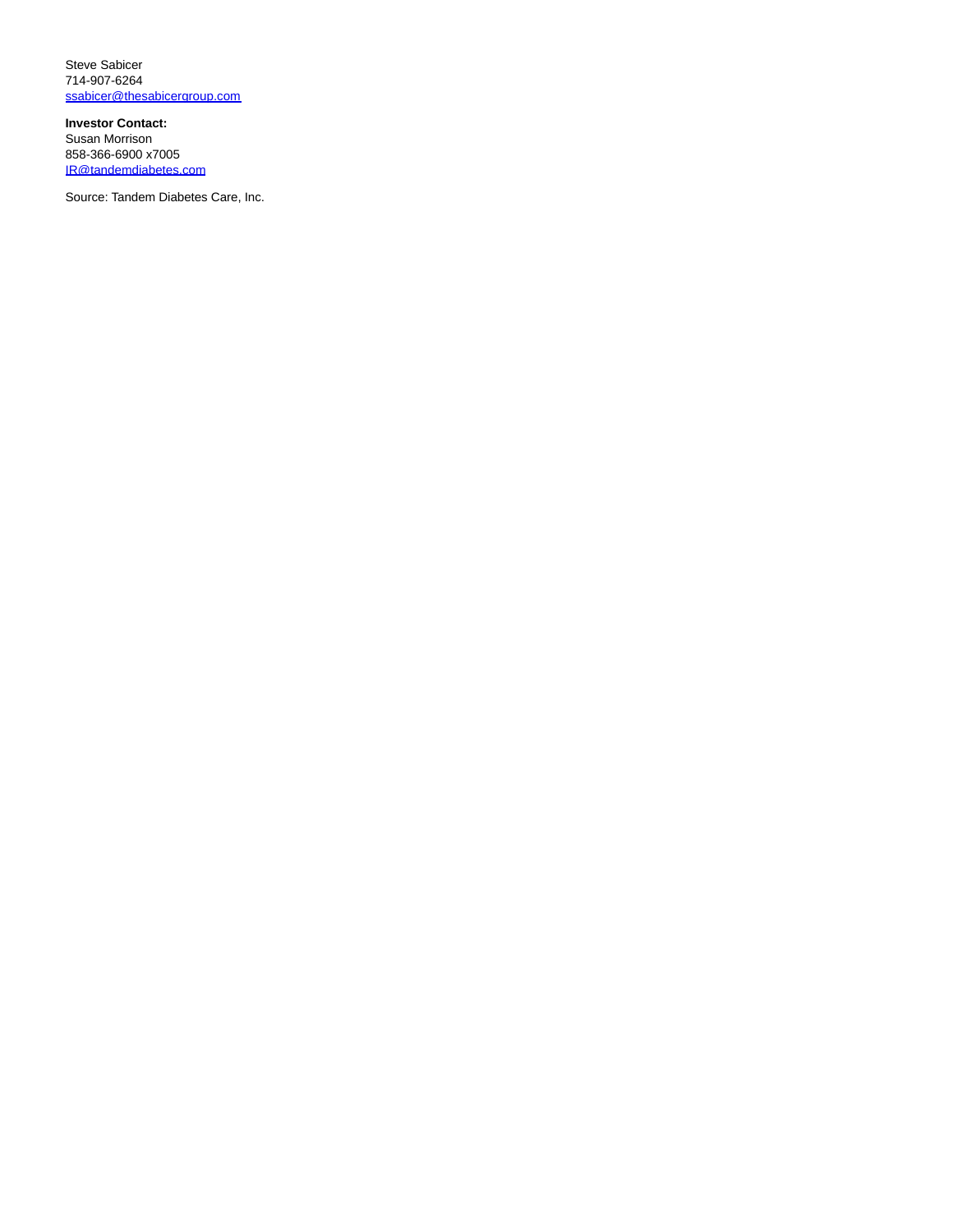Steve Sabicer
714-907-6264
ssabicer@thesabicergroup.com

**Investor Contact:**
Susan Morrison
858-366-6900 x7005
IR@tandemdiabetes.com

Source: Tandem Diabetes Care, Inc.